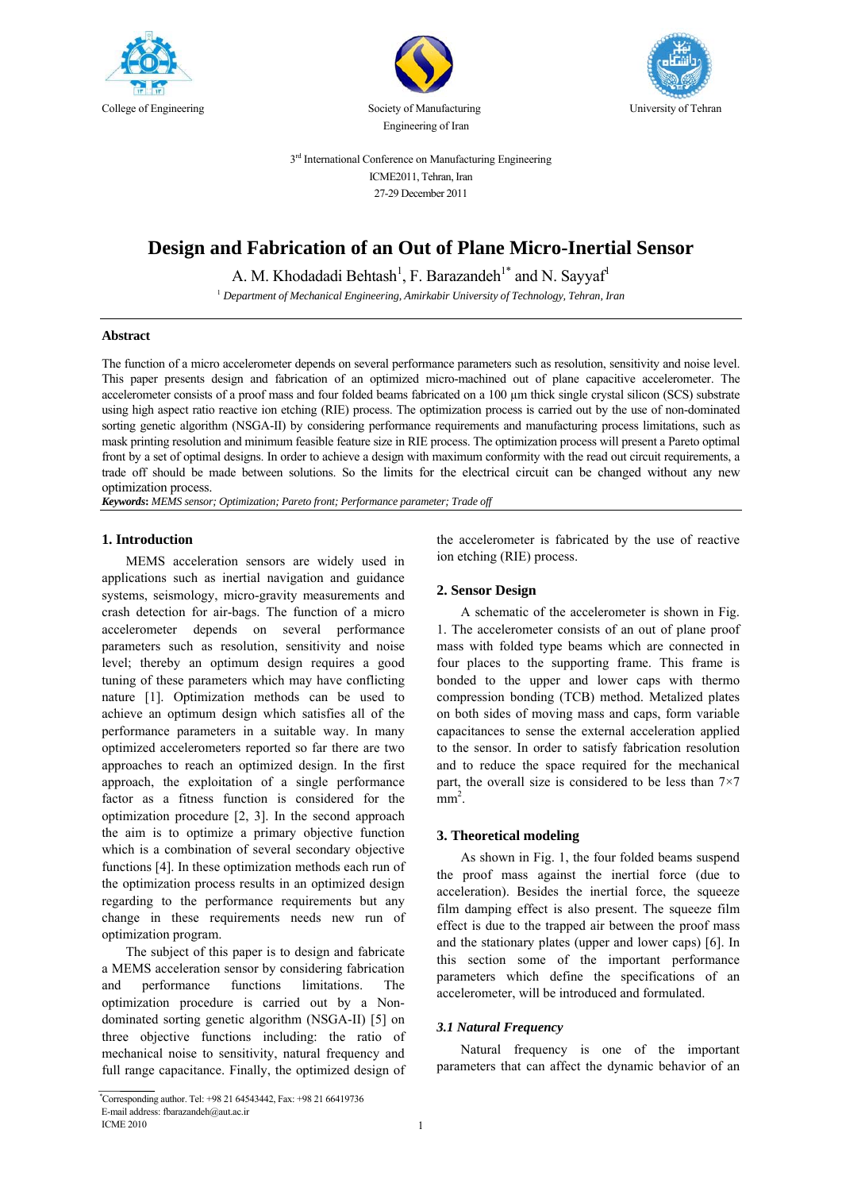College of Engineering

Society of Manufacturing Engineering of Iran

University of Tehran

3rd International Conference on Manufacturing Engineering
ICME2011, Tehran, Iran
27-29 December 2011

# Design and Fabrication of an Out of Plane Micro-Inertial Sensor

A. M. Khodadadi Behtash[1], F. Barazandeh[1*] and N. Sayyaf[1]

[1] *Department of Mechanical Engineering, Amirkabir University of Technology, Tehran, Iran*

## Abstract

The function of a micro accelerometer depends on several performance parameters such as resolution, sensitivity and noise level. This paper presents design and fabrication of an optimized micro-machined out of plane capacitive accelerometer. The accelerometer consists of a proof mass and four folded beams fabricated on a 100 µm thick single crystal silicon (SCS) substrate using high aspect ratio reactive ion etching (RIE) process. The optimization process is carried out by the use of non-dominated sorting genetic algorithm (NSGA-II) by considering performance requirements and manufacturing process limitations, such as mask printing resolution and minimum feasible feature size in RIE process. The optimization process will present a Pareto optimal front by a set of optimal designs. In order to achieve a design with maximum conformity with the read out circuit requirements, a trade off should be made between solutions. So the limits for the electrical circuit can be changed without any new optimization process.

***Keywords*:** *MEMS sensor; Optimization; Pareto front; Performance parameter; Trade off*

## 1. Introduction

MEMS acceleration sensors are widely used in applications such as inertial navigation and guidance systems, seismology, micro-gravity measurements and crash detection for air-bags. The function of a micro accelerometer depends on several performance parameters such as resolution, sensitivity and noise level; thereby an optimum design requires a good tuning of these parameters which may have conflicting nature [1]. Optimization methods can be used to achieve an optimum design which satisfies all of the performance parameters in a suitable way. In many optimized accelerometers reported so far there are two approaches to reach an optimized design. In the first approach, the exploitation of a single performance factor as a fitness function is considered for the optimization procedure [2, 3]. In the second approach the aim is to optimize a primary objective function which is a combination of several secondary objective functions [4]. In these optimization methods each run of the optimization process results in an optimized design regarding to the performance requirements but any change in these requirements needs new run of optimization program.

The subject of this paper is to design and fabricate a MEMS acceleration sensor by considering fabrication and performance functions limitations. The optimization procedure is carried out by a Non-dominated sorting genetic algorithm (NSGA-II) [5] on three objective functions including: the ratio of mechanical noise to sensitivity, natural frequency and full range capacitance. Finally, the optimized design of the accelerometer is fabricated by the use of reactive ion etching (RIE) process.

## 2. Sensor Design

A schematic of the accelerometer is shown in Fig. 1. The accelerometer consists of an out of plane proof mass with folded type beams which are connected in four places to the supporting frame. This frame is bonded to the upper and lower caps with thermo compression bonding (TCB) method. Metalized plates on both sides of moving mass and caps, form variable capacitances to sense the external acceleration applied to the sensor. In order to satisfy fabrication resolution and to reduce the space required for the mechanical part, the overall size is considered to be less than 7×7 mm$^2$.

## 3. Theoretical modeling

As shown in Fig. 1, the four folded beams suspend the proof mass against the inertial force (due to acceleration). Besides the inertial force, the squeeze film damping effect is also present. The squeeze film effect is due to the trapped air between the proof mass and the stationary plates (upper and lower caps) [6]. In this section some of the important performance parameters which define the specifications of an accelerometer, will be introduced and formulated.

### *3.1 Natural Frequency*

Natural frequency is one of the important parameters that can affect the dynamic behavior of an

---

[*] Corresponding author. Tel: +98 21 64543442, Fax: +98 21 66419736
E-mail address: fbarazandeh@aut.ac.ir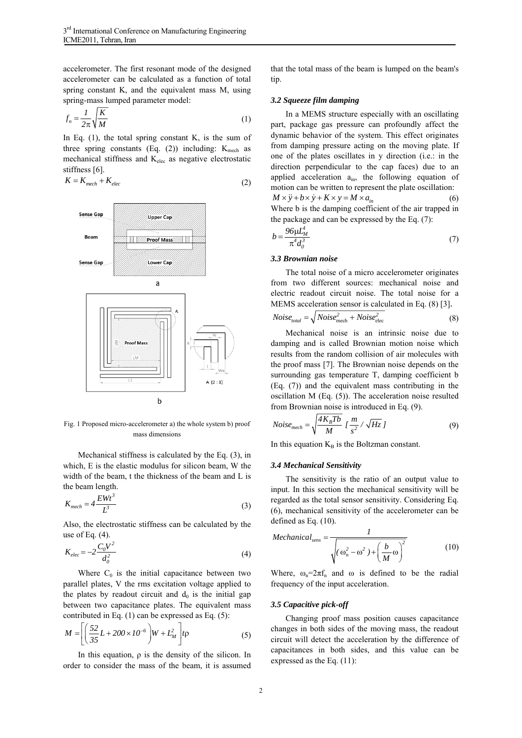accelerometer. The first resonant mode of the designed accelerometer can be calculated as a function of total spring constant K, and the equivalent mass M, using spring-mass lumped parameter model:

$$f_n = \frac{1}{2\pi}\sqrt{\frac{K}{M}} \tag{1}$$

In Eq. (1), the total spring constant K, is the sum of three spring constants (Eq. (2)) including: $K_{mech}$ as mechanical stiffness and $K_{elec}$ as negative electrostatic stiffness [6].

$$K = K_{mech} + K_{elec} \tag{2}$$

Fig. 1 Proposed micro-accelerometer a) the whole system b) proof mass dimensions

Mechanical stiffness is calculated by the Eq. (3), in which, E is the elastic modulus for silicon beam, W the width of the beam, t the thickness of the beam and L is the beam length.

$$K_{mech} = 4\frac{EWt^3}{L^3} \tag{3}$$

Also, the electrostatic stiffness can be calculated by the use of Eq. (4).

$$K_{elec} = -2\frac{C_0 V^2}{d_0^2} \tag{4}$$

Where $C_0$ is the initial capacitance between two parallel plates, V the rms excitation voltage applied to the plates by readout circuit and $d_0$ is the initial gap between two capacitance plates. The equivalent mass contributed in Eq. (1) can be expressed as Eq. (5):

$$M = \left[\left(\frac{52}{35}L + 200\times10^{-6}\right)W + L_M^2\right]t\rho \tag{5}$$

In this equation, ρ is the density of the silicon. In order to consider the mass of the beam, it is assumed that the total mass of the beam is lumped on the beam's tip.

### 3.2 Squeeze film damping

In a MEMS structure especially with an oscillating part, package gas pressure can profoundly affect the dynamic behavior of the system. This effect originates from damping pressure acting on the moving plate. If one of the plates oscillates in y direction (i.e.: in the direction perpendicular to the cap faces) due to an applied acceleration $a_{in}$, the following equation of motion can be written to represent the plate oscillation:

$$M\times\ddot{y} + b\times\dot{y} + K\times y = M\times a_{in} \tag{6}$$

Where b is the damping coefficient of the air trapped in the package and can be expressed by the Eq. (7):

$$b = \frac{96\mu L_M^4}{\pi^4 d_0^3} \tag{7}$$

### 3.3 Brownian noise

The total noise of a micro accelerometer originates from two different sources: mechanical noise and electric readout circuit noise. The total noise for a MEMS acceleration sensor is calculated in Eq. (8) [3].

$$Noise_{total} = \sqrt{Noise_{mech}^2 + Noise_{elec}^2} \tag{8}$$

Mechanical noise is an intrinsic noise due to damping and is called Brownian motion noise which results from the random collision of air molecules with the proof mass [7]. The Brownian noise depends on the surrounding gas temperature T, damping coefficient b (Eq. (7)) and the equivalent mass contributing in the oscillation M (Eq. (5)). The acceleration noise resulted from Brownian noise is introduced in Eq. (9).

$$Noise_{mech} = \sqrt{\frac{4K_B T b}{M}}\ \left[\frac{m}{s^2}/\sqrt{Hz}\right] \tag{9}$$

In this equation $K_B$ is the Boltzman constant.

### 3.4 Mechanical Sensitivity

The sensitivity is the ratio of an output value to input. In this section the mechanical sensitivity will be regarded as the total sensor sensitivity. Considering Eq. (6), mechanical sensitivity of the accelerometer can be defined as Eq. (10).

$$Mechanical_{sens} = \frac{1}{\sqrt{(\omega_n^2 - \omega^2) + \left(\frac{b}{M}\omega\right)^2}} \tag{10}$$

Where, $\omega_n = 2\pi f_n$ and ω is defined to be the radial frequency of the input acceleration.

### 3.5 Capacitive pick-off

Changing proof mass position causes capacitance changes in both sides of the moving mass, the readout circuit will detect the acceleration by the difference of capacitances in both sides, and this value can be expressed as the Eq. (11):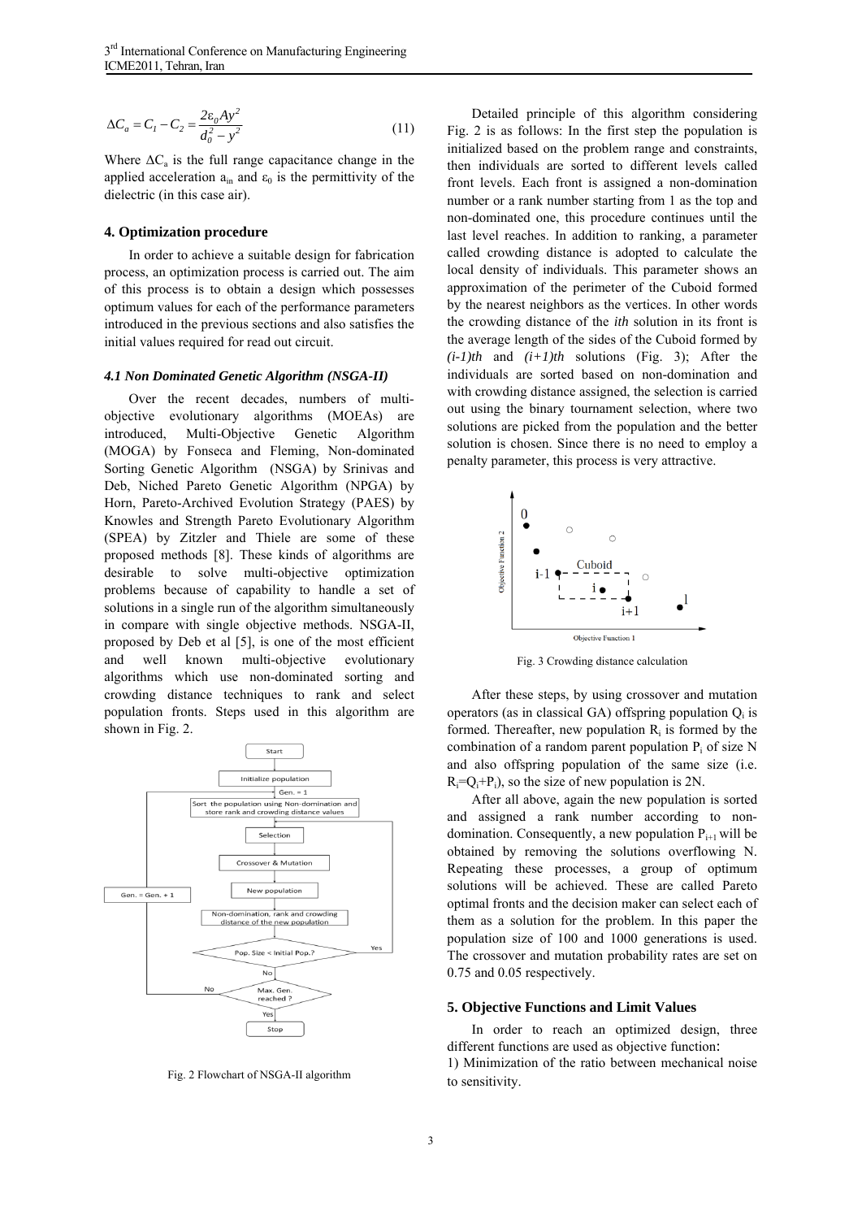$$\Delta C_a = C_1 - C_2 = \frac{2\varepsilon_0 A y^2}{d_0^2 - y^2} \quad (11)$$

Where $\Delta C_a$ is the full range capacitance change in the applied acceleration $a_{in}$ and $\varepsilon_0$ is the permittivity of the dielectric (in this case air).

## 4. Optimization procedure

In order to achieve a suitable design for fabrication process, an optimization process is carried out. The aim of this process is to obtain a design which possesses optimum values for each of the performance parameters introduced in the previous sections and also satisfies the initial values required for read out circuit.

### *4.1 Non Dominated Genetic Algorithm (NSGA-II)*

Over the recent decades, numbers of multi-objective evolutionary algorithms (MOEAs) are introduced, Multi-Objective Genetic Algorithm (MOGA) by Fonseca and Fleming, Non-dominated Sorting Genetic Algorithm (NSGA) by Srinivas and Deb, Niched Pareto Genetic Algorithm (NPGA) by Horn, Pareto-Archived Evolution Strategy (PAES) by Knowles and Strength Pareto Evolutionary Algorithm (SPEA) by Zitzler and Thiele are some of these proposed methods [8]. These kinds of algorithms are desirable to solve multi-objective optimization problems because of capability to handle a set of solutions in a single run of the algorithm simultaneously in compare with single objective methods. NSGA-II, proposed by Deb et al [5], is one of the most efficient and well known multi-objective evolutionary algorithms which use non-dominated sorting and crowding distance techniques to rank and select population fronts. Steps used in this algorithm are shown in Fig. 2.

Fig. 2 Flowchart of NSGA-II algorithm

Detailed principle of this algorithm considering Fig. 2 is as follows: In the first step the population is initialized based on the problem range and constraints, then individuals are sorted to different levels called front levels. Each front is assigned a non-domination number or a rank number starting from 1 as the top and non-dominated one, this procedure continues until the last level reaches. In addition to ranking, a parameter called crowding distance is adopted to calculate the local density of individuals. This parameter shows an approximation of the perimeter of the Cuboid formed by the nearest neighbors as the vertices. In other words the crowding distance of the *ith* solution in its front is the average length of the sides of the Cuboid formed by *(i-1)th* and *(i+1)th* solutions (Fig. 3); After the individuals are sorted based on non-domination and with crowding distance assigned, the selection is carried out using the binary tournament selection, where two solutions are picked from the population and the better solution is chosen. Since there is no need to employ a penalty parameter, this process is very attractive.

Fig. 3 Crowding distance calculation

After these steps, by using crossover and mutation operators (as in classical GA) offspring population $Q_i$ is formed. Thereafter, new population $R_i$ is formed by the combination of a random parent population $P_i$ of size N and also offspring population of the same size (i.e. $R_i=Q_i+P_i$), so the size of new population is 2N.

After all above, again the new population is sorted and assigned a rank number according to non-domination. Consequently, a new population $P_{i+1}$ will be obtained by removing the solutions overflowing N. Repeating these processes, a group of optimum solutions will be achieved. These are called Pareto optimal fronts and the decision maker can select each of them as a solution for the problem. In this paper the population size of 100 and 1000 generations is used. The crossover and mutation probability rates are set on 0.75 and 0.05 respectively.

## 5. Objective Functions and Limit Values

In order to reach an optimized design, three different functions are used as objective function:

1) Minimization of the ratio between mechanical noise to sensitivity.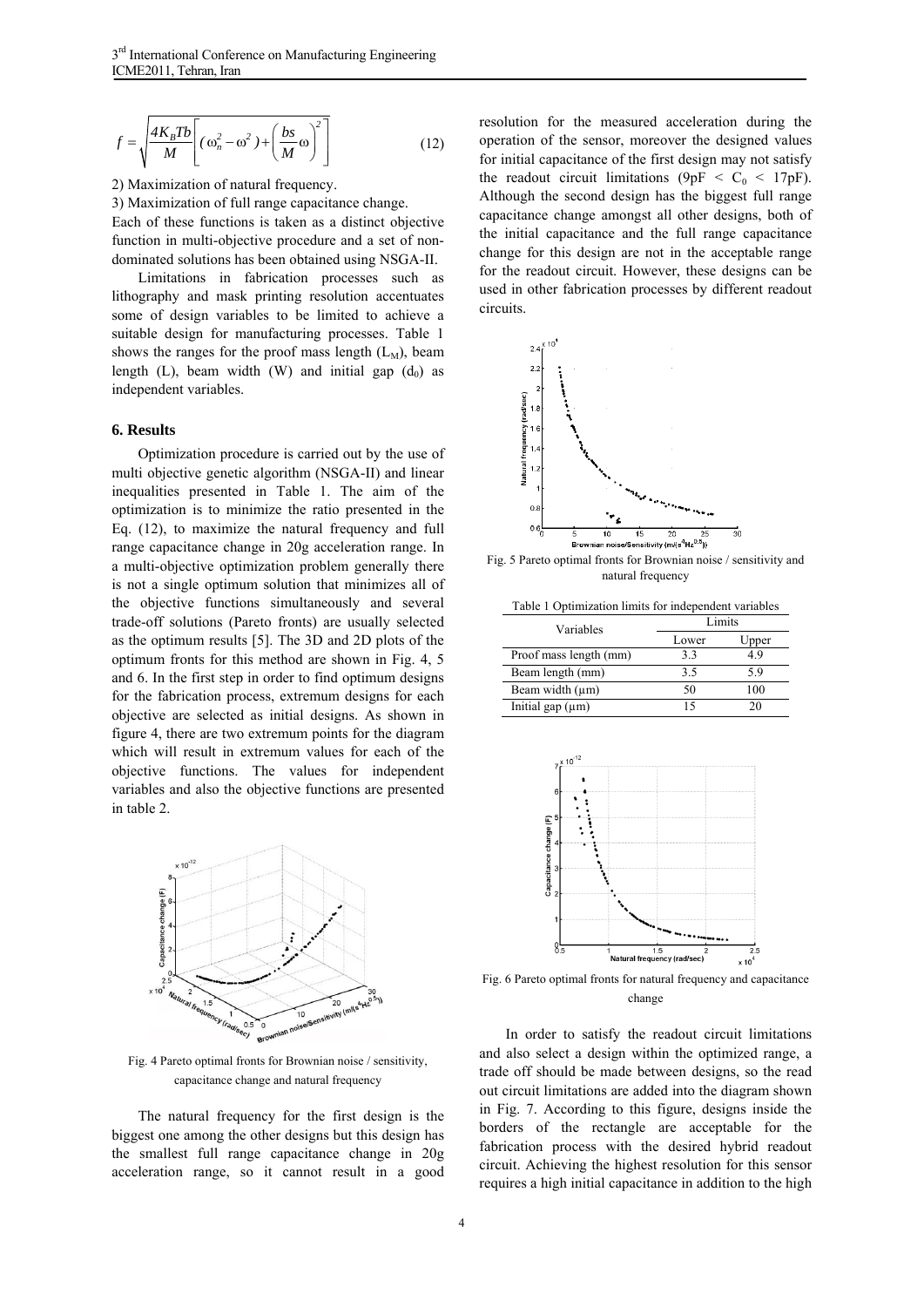$$f = \sqrt{\frac{4K_B T b}{M}\left[(\omega_n^2 - \omega^2) + \left(\frac{bs}{M}\omega\right)^2\right]} \qquad (12)$$

2) Maximization of natural frequency.

3) Maximization of full range capacitance change.

Each of these functions is taken as a distinct objective function in multi-objective procedure and a set of non-dominated solutions has been obtained using NSGA-II.

Limitations in fabrication processes such as lithography and mask printing resolution accentuates some of design variables to be limited to achieve a suitable design for manufacturing processes. Table 1 shows the ranges for the proof mass length ($L_M$), beam length (L), beam width (W) and initial gap ($d_0$) as independent variables.

## 6. Results

Optimization procedure is carried out by the use of multi objective genetic algorithm (NSGA-II) and linear inequalities presented in Table 1. The aim of the optimization is to minimize the ratio presented in the Eq. (12), to maximize the natural frequency and full range capacitance change in 20g acceleration range. In a multi-objective optimization problem generally there is not a single optimum solution that minimizes all of the objective functions simultaneously and several trade-off solutions (Pareto fronts) are usually selected as the optimum results [5]. The 3D and 2D plots of the optimum fronts for this method are shown in Fig. 4, 5 and 6. In the first step in order to find optimum designs for the fabrication process, extremum designs for each objective are selected as initial designs. As shown in figure 4, there are two extremum points for the diagram which will result in extremum values for each of the objective functions. The values for independent variables and also the objective functions are presented in table 2.

Fig. 4 Pareto optimal fronts for Brownian noise / sensitivity, capacitance change and natural frequency

The natural frequency for the first design is the biggest one among the other designs but this design has the smallest full range capacitance change in 20g acceleration range, so it cannot result in a good resolution for the measured acceleration during the operation of the sensor, moreover the designed values for initial capacitance of the first design may not satisfy the readout circuit limitations ($9pF < C_0 < 17pF$). Although the second design has the biggest full range capacitance change amongst all other designs, both of the initial capacitance and the full range capacitance change for this design are not in the acceptable range for the readout circuit. However, these designs can be used in other fabrication processes by different readout circuits.

Fig. 5 Pareto optimal fronts for Brownian noise / sensitivity and natural frequency

Table 1 Optimization limits for independent variables

| Variables | Limits | |
|---|---|---|
| | Lower | Upper |
| Proof mass length (mm) | 3.3 | 4.9 |
| Beam length (mm) | 3.5 | 5.9 |
| Beam width (μm) | 50 | 100 |
| Initial gap (μm) | 15 | 20 |

Fig. 6 Pareto optimal fronts for natural frequency and capacitance change

In order to satisfy the readout circuit limitations and also select a design within the optimized range, a trade off should be made between designs, so the read out circuit limitations are added into the diagram shown in Fig. 7. According to this figure, designs inside the borders of the rectangle are acceptable for the fabrication process with the desired hybrid readout circuit. Achieving the highest resolution for this sensor requires a high initial capacitance in addition to the high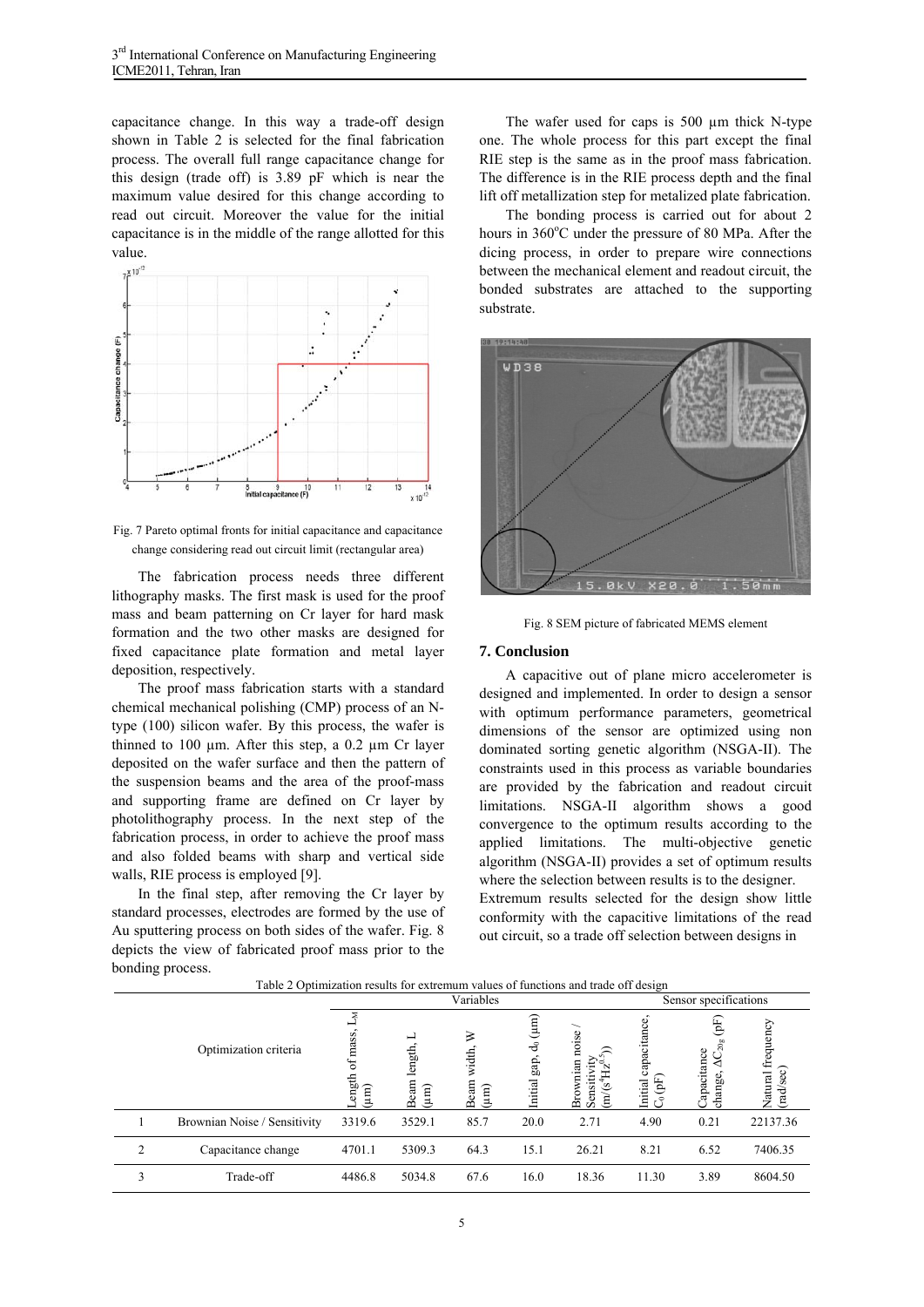capacitance change. In this way a trade-off design shown in Table 2 is selected for the final fabrication process. The overall full range capacitance change for this design (trade off) is 3.89 pF which is near the maximum value desired for this change according to read out circuit. Moreover the value for the initial capacitance is in the middle of the range allotted for this value.

Fig. 7 Pareto optimal fronts for initial capacitance and capacitance change considering read out circuit limit (rectangular area)

The fabrication process needs three different lithography masks. The first mask is used for the proof mass and beam patterning on Cr layer for hard mask formation and the two other masks are designed for fixed capacitance plate formation and metal layer deposition, respectively.

The proof mass fabrication starts with a standard chemical mechanical polishing (CMP) process of an N-type (100) silicon wafer. By this process, the wafer is thinned to 100 µm. After this step, a 0.2 µm Cr layer deposited on the wafer surface and then the pattern of the suspension beams and the area of the proof-mass and supporting frame are defined on Cr layer by photolithography process. In the next step of the fabrication process, in order to achieve the proof mass and also folded beams with sharp and vertical side walls, RIE process is employed [9].

In the final step, after removing the Cr layer by standard processes, electrodes are formed by the use of Au sputtering process on both sides of the wafer. Fig. 8 depicts the view of fabricated proof mass prior to the bonding process.

The wafer used for caps is 500 µm thick N-type one. The whole process for this part except the final RIE step is the same as in the proof mass fabrication. The difference is in the RIE process depth and the final lift off metallization step for metalized plate fabrication.

The bonding process is carried out for about 2 hours in 360°C under the pressure of 80 MPa. After the dicing process, in order to prepare wire connections between the mechanical element and readout circuit, the bonded substrates are attached to the supporting substrate.

Fig. 8 SEM picture of fabricated MEMS element

## 7. Conclusion

A capacitive out of plane micro accelerometer is designed and implemented. In order to design a sensor with optimum performance parameters, geometrical dimensions of the sensor are optimized using non dominated sorting genetic algorithm (NSGA-II). The constraints used in this process as variable boundaries are provided by the fabrication and readout circuit limitations. NSGA-II algorithm shows a good convergence to the optimum results according to the applied limitations. The multi-objective genetic algorithm (NSGA-II) provides a set of optimum results where the selection between results is to the designer. Extremum results selected for the design show little conformity with the capacitive limitations of the read out circuit, so a trade off selection between designs in

Table 2 Optimization results for extremum values of functions and trade off design

| | Optimization criteria | Variables | | | | Sensor specifications | | | |
|---|---|---|---|---|---|---|---|---|---|
| | | Length of mass, $L_M$ (µm) | Beam length, L (µm) | Beam width, W (µm) | Initial gap, $d_0$ (µm) | Brownian noise / Sensitivity ($m/(s^4Hz^{0.5})$) | Initial capacitance, $C_0$ (pF) | Capacitance change, $\Delta C_{20g}$ (pF) | Natural frequency (rad/sec) |
| 1 | Brownian Noise / Sensitivity | 3319.6 | 3529.1 | 85.7 | 20.0 | 2.71 | 4.90 | 0.21 | 22137.36 |
| 2 | Capacitance change | 4701.1 | 5309.3 | 64.3 | 15.1 | 26.21 | 8.21 | 6.52 | 7406.35 |
| 3 | Trade-off | 4486.8 | 5034.8 | 67.6 | 16.0 | 18.36 | 11.30 | 3.89 | 8604.50 |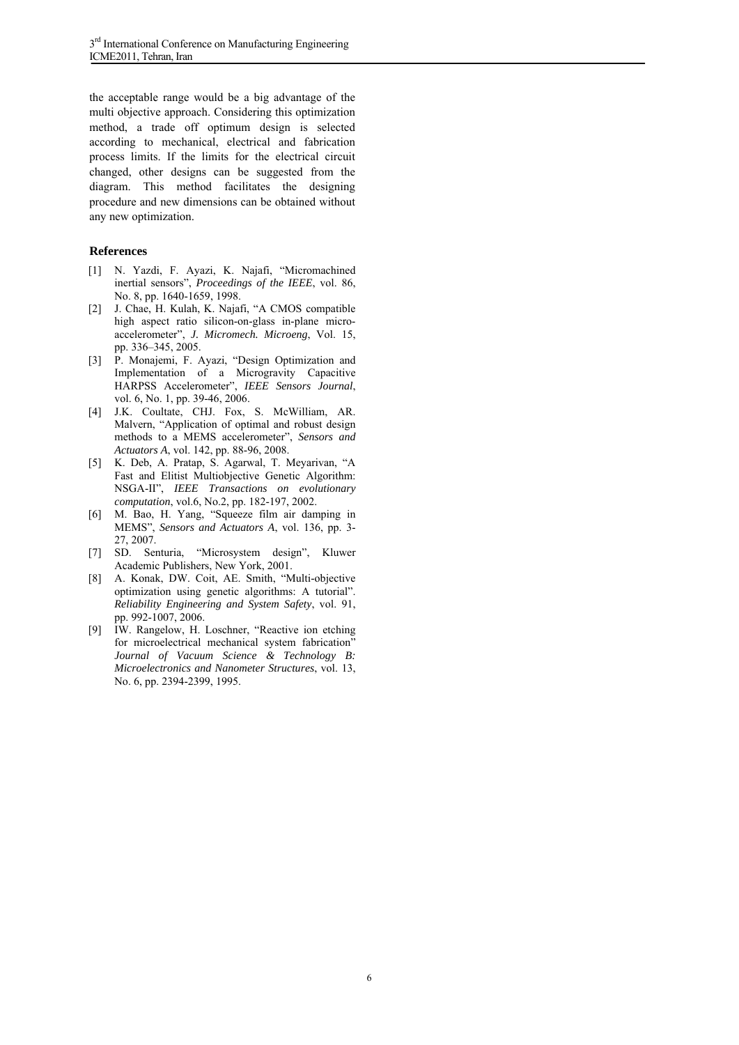the acceptable range would be a big advantage of the multi objective approach. Considering this optimization method, a trade off optimum design is selected according to mechanical, electrical and fabrication process limits. If the limits for the electrical circuit changed, other designs can be suggested from the diagram. This method facilitates the designing procedure and new dimensions can be obtained without any new optimization.

## References

[1] N. Yazdi, F. Ayazi, K. Najafi, "Micromachined inertial sensors", *Proceedings of the IEEE*, vol. 86, No. 8, pp. 1640-1659, 1998.

[2] J. Chae, H. Kulah, K. Najafi, "A CMOS compatible high aspect ratio silicon-on-glass in-plane micro-accelerometer", *J. Micromech. Microeng*, Vol. 15, pp. 336–345, 2005.

[3] P. Monajemi, F. Ayazi, "Design Optimization and Implementation of a Microgravity Capacitive HARPSS Accelerometer", *IEEE Sensors Journal*, vol. 6, No. 1, pp. 39-46, 2006.

[4] J.K. Coultate, CHJ. Fox, S. McWilliam, AR. Malvern, "Application of optimal and robust design methods to a MEMS accelerometer", *Sensors and Actuators A*, vol. 142, pp. 88-96, 2008.

[5] K. Deb, A. Pratap, S. Agarwal, T. Meyarivan, "A Fast and Elitist Multiobjective Genetic Algorithm: NSGA-II", *IEEE Transactions on evolutionary computation*, vol.6, No.2, pp. 182-197, 2002.

[6] M. Bao, H. Yang, "Squeeze film air damping in MEMS", *Sensors and Actuators A*, vol. 136, pp. 3-27, 2007.

[7] SD. Senturia, "Microsystem design", Kluwer Academic Publishers, New York, 2001.

[8] A. Konak, DW. Coit, AE. Smith, "Multi-objective optimization using genetic algorithms: A tutorial". *Reliability Engineering and System Safety*, vol. 91, pp. 992-1007, 2006.

[9] IW. Rangelow, H. Loschner, "Reactive ion etching for microelectrical mechanical system fabrication" *Journal of Vacuum Science & Technology B: Microelectronics and Nanometer Structures*, vol. 13, No. 6, pp. 2394-2399, 1995.